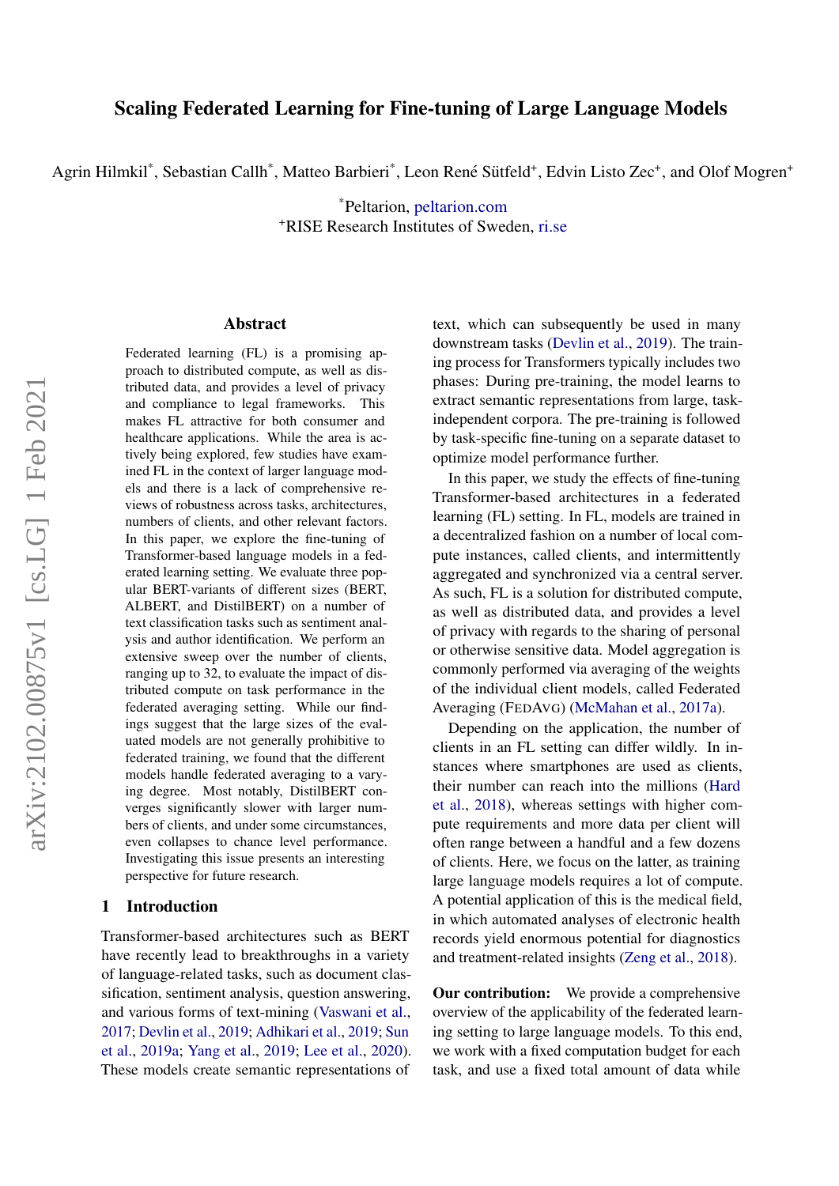# Scaling Federated Learning for Fine-tuning of Large Language Models

Agrin Hilmkil[*], Sebastian Callh[*], Matteo Barbieri[*], Leon René Sütfeld[+], Edvin Listo Zec[+], and Olof Mogren[+]

[*]Peltarion, peltarion.com
[+]RISE Research Institutes of Sweden, ri.se

## Abstract

Federated learning (FL) is a promising approach to distributed compute, as well as distributed data, and provides a level of privacy and compliance to legal frameworks. This makes FL attractive for both consumer and healthcare applications. While the area is actively being explored, few studies have examined FL in the context of larger language models and there is a lack of comprehensive reviews of robustness across tasks, architectures, numbers of clients, and other relevant factors. In this paper, we explore the fine-tuning of Transformer-based language models in a federated learning setting. We evaluate three popular BERT-variants of different sizes (BERT, ALBERT, and DistilBERT) on a number of text classification tasks such as sentiment analysis and author identification. We perform an extensive sweep over the number of clients, ranging up to 32, to evaluate the impact of distributed compute on task performance in the federated averaging setting. While our findings suggest that the large sizes of the evaluated models are not generally prohibitive to federated training, we found that the different models handle federated averaging to a varying degree. Most notably, DistilBERT converges significantly slower with larger numbers of clients, and under some circumstances, even collapses to chance level performance. Investigating this issue presents an interesting perspective for future research.

## 1 Introduction

Transformer-based architectures such as BERT have recently lead to breakthroughs in a variety of language-related tasks, such as document classification, sentiment analysis, question answering, and various forms of text-mining (Vaswani et al., 2017; Devlin et al., 2019; Adhikari et al., 2019; Sun et al., 2019a; Yang et al., 2019; Lee et al., 2020). These models create semantic representations of text, which can subsequently be used in many downstream tasks (Devlin et al., 2019). The training process for Transformers typically includes two phases: During pre-training, the model learns to extract semantic representations from large, task-independent corpora. The pre-training is followed by task-specific fine-tuning on a separate dataset to optimize model performance further.

In this paper, we study the effects of fine-tuning Transformer-based architectures in a federated learning (FL) setting. In FL, models are trained in a decentralized fashion on a number of local compute instances, called clients, and intermittently aggregated and synchronized via a central server. As such, FL is a solution for distributed compute, as well as distributed data, and provides a level of privacy with regards to the sharing of personal or otherwise sensitive data. Model aggregation is commonly performed via averaging of the weights of the individual client models, called Federated Averaging (FedAvg) (McMahan et al., 2017a).

Depending on the application, the number of clients in an FL setting can differ wildly. In instances where smartphones are used as clients, their number can reach into the millions (Hard et al., 2018), whereas settings with higher compute requirements and more data per client will often range between a handful and a few dozens of clients. Here, we focus on the latter, as training large language models requires a lot of compute. A potential application of this is the medical field, in which automated analyses of electronic health records yield enormous potential for diagnostics and treatment-related insights (Zeng et al., 2018).

**Our contribution:** We provide a comprehensive overview of the applicability of the federated learning setting to large language models. To this end, we work with a fixed computation budget for each task, and use a fixed total amount of data while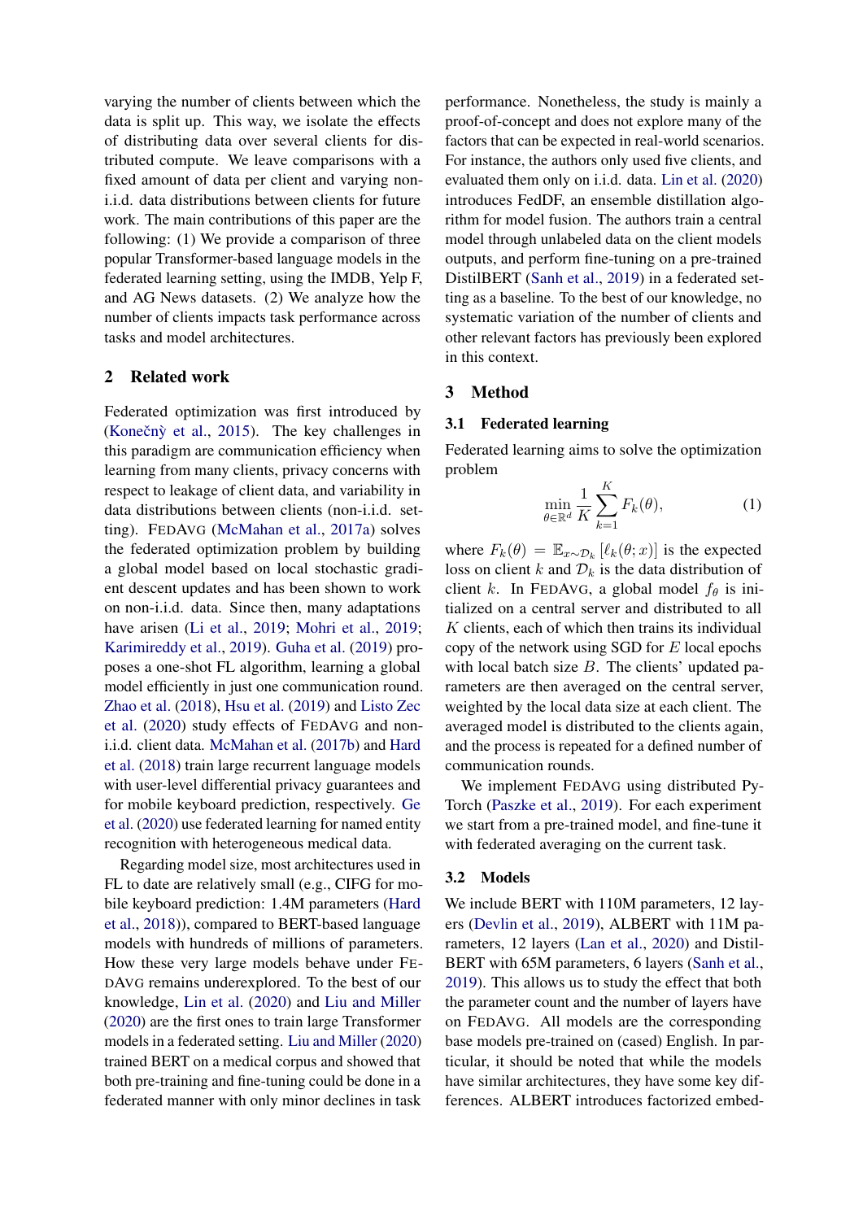varying the number of clients between which the data is split up. This way, we isolate the effects of distributing data over several clients for distributed compute. We leave comparisons with a fixed amount of data per client and varying non-i.i.d. data distributions between clients for future work. The main contributions of this paper are the following: (1) We provide a comparison of three popular Transformer-based language models in the federated learning setting, using the IMDB, Yelp F, and AG News datasets. (2) We analyze how the number of clients impacts task performance across tasks and model architectures.

## 2 Related work

Federated optimization was first introduced by (Konečnỳ et al., 2015). The key challenges in this paradigm are communication efficiency when learning from many clients, privacy concerns with respect to leakage of client data, and variability in data distributions between clients (non-i.i.d. setting). FEDAVG (McMahan et al., 2017a) solves the federated optimization problem by building a global model based on local stochastic gradient descent updates and has been shown to work on non-i.i.d. data. Since then, many adaptations have arisen (Li et al., 2019; Mohri et al., 2019; Karimireddy et al., 2019). Guha et al. (2019) proposes a one-shot FL algorithm, learning a global model efficiently in just one communication round. Zhao et al. (2018), Hsu et al. (2019) and Listo Zec et al. (2020) study effects of FEDAVG and non-i.i.d. client data. McMahan et al. (2017b) and Hard et al. (2018) train large recurrent language models with user-level differential privacy guarantees and for mobile keyboard prediction, respectively. Ge et al. (2020) use federated learning for named entity recognition with heterogeneous medical data.

Regarding model size, most architectures used in FL to date are relatively small (e.g., CIFG for mobile keyboard prediction: 1.4M parameters (Hard et al., 2018)), compared to BERT-based language models with hundreds of millions of parameters. How these very large models behave under FEDAVG remains underexplored. To the best of our knowledge, Lin et al. (2020) and Liu and Miller (2020) are the first ones to train large Transformer models in a federated setting. Liu and Miller (2020) trained BERT on a medical corpus and showed that both pre-training and fine-tuning could be done in a federated manner with only minor declines in task performance. Nonetheless, the study is mainly a proof-of-concept and does not explore many of the factors that can be expected in real-world scenarios. For instance, the authors only used five clients, and evaluated them only on i.i.d. data. Lin et al. (2020) introduces FedDF, an ensemble distillation algorithm for model fusion. The authors train a central model through unlabeled data on the client models outputs, and perform fine-tuning on a pre-trained DistilBERT (Sanh et al., 2019) in a federated setting as a baseline. To the best of our knowledge, no systematic variation of the number of clients and other relevant factors has previously been explored in this context.

## 3 Method

### 3.1 Federated learning

Federated learning aims to solve the optimization problem

$$\min_{\theta \in \mathbb{R}^d} \frac{1}{K} \sum_{k=1}^{K} F_k(\theta), \tag{1}$$

where $F_k(\theta) = \mathbb{E}_{x \sim \mathcal{D}_k} [\ell_k(\theta; x)]$ is the expected loss on client $k$ and $\mathcal{D}_k$ is the data distribution of client $k$. In FEDAVG, a global model $f_\theta$ is initialized on a central server and distributed to all $K$ clients, each of which then trains its individual copy of the network using SGD for $E$ local epochs with local batch size $B$. The clients' updated parameters are then averaged on the central server, weighted by the local data size at each client. The averaged model is distributed to the clients again, and the process is repeated for a defined number of communication rounds.

We implement FEDAVG using distributed PyTorch (Paszke et al., 2019). For each experiment we start from a pre-trained model, and fine-tune it with federated averaging on the current task.

### 3.2 Models

We include BERT with 110M parameters, 12 layers (Devlin et al., 2019), ALBERT with 11M parameters, 12 layers (Lan et al., 2020) and DistilBERT with 65M parameters, 6 layers (Sanh et al., 2019). This allows us to study the effect that both the parameter count and the number of layers have on FEDAVG. All models are the corresponding base models pre-trained on (cased) English. In particular, it should be noted that while the models have similar architectures, they have some key differences. ALBERT introduces factorized embed-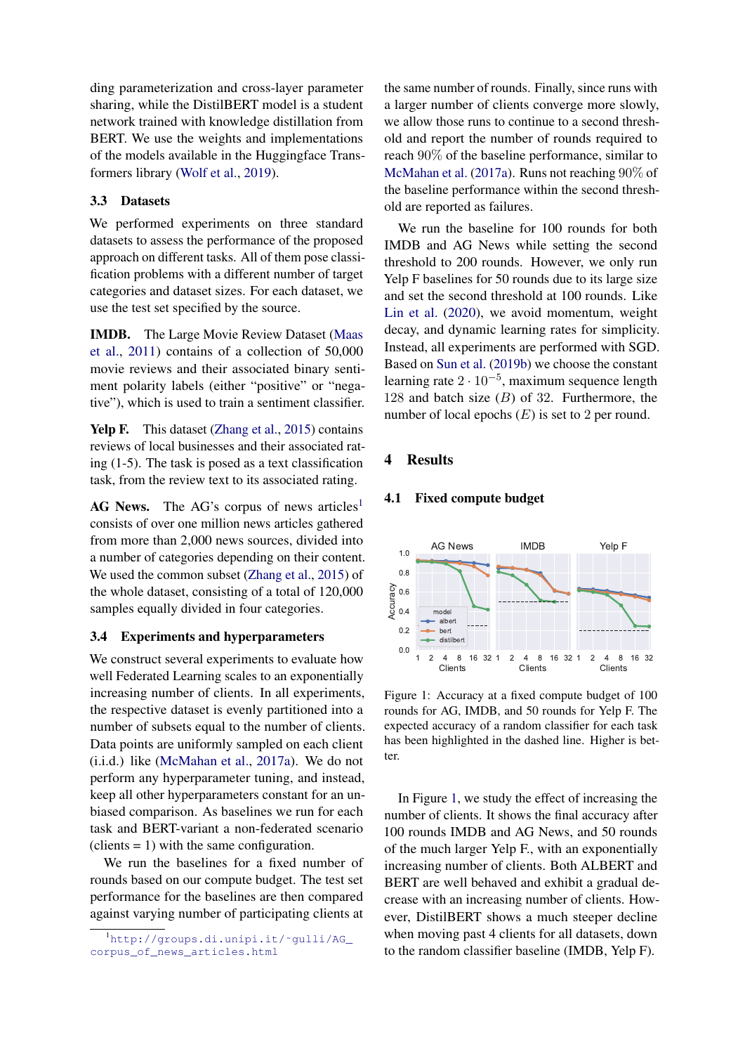ding parameterization and cross-layer parameter sharing, while the DistilBERT model is a student network trained with knowledge distillation from BERT. We use the weights and implementations of the models available in the Huggingface Transformers library (Wolf et al., 2019).

### 3.3 Datasets

We performed experiments on three standard datasets to assess the performance of the proposed approach on different tasks. All of them pose classification problems with a different number of target categories and dataset sizes. For each dataset, we use the test set specified by the source.

**IMDB.** The Large Movie Review Dataset (Maas et al., 2011) contains of a collection of 50,000 movie reviews and their associated binary sentiment polarity labels (either "positive" or "negative"), which is used to train a sentiment classifier.

**Yelp F.** This dataset (Zhang et al., 2015) contains reviews of local businesses and their associated rating (1-5). The task is posed as a text classification task, from the review text to its associated rating.

**AG News.** The AG's corpus of news articles[1] consists of over one million news articles gathered from more than 2,000 news sources, divided into a number of categories depending on their content. We used the common subset (Zhang et al., 2015) of the whole dataset, consisting of a total of 120,000 samples equally divided in four categories.

### 3.4 Experiments and hyperparameters

We construct several experiments to evaluate how well Federated Learning scales to an exponentially increasing number of clients. In all experiments, the respective dataset is evenly partitioned into a number of subsets equal to the number of clients. Data points are uniformly sampled on each client (i.i.d.) like (McMahan et al., 2017a). We do not perform any hyperparameter tuning, and instead, keep all other hyperparameters constant for an unbiased comparison. As baselines we run for each task and BERT-variant a non-federated scenario (clients = 1) with the same configuration.

We run the baselines for a fixed number of rounds based on our compute budget. The test set performance for the baselines are then compared against varying number of participating clients at the same number of rounds. Finally, since runs with a larger number of clients converge more slowly, we allow those runs to continue to a second threshold and report the number of rounds required to reach 90% of the baseline performance, similar to McMahan et al. (2017a). Runs not reaching 90% of the baseline performance within the second threshold are reported as failures.

We run the baseline for 100 rounds for both IMDB and AG News while setting the second threshold to 200 rounds. However, we only run Yelp F baselines for 50 rounds due to its large size and set the second threshold at 100 rounds. Like Lin et al. (2020), we avoid momentum, weight decay, and dynamic learning rates for simplicity. Instead, all experiments are performed with SGD. Based on Sun et al. (2019b) we choose the constant learning rate $2 \cdot 10^{-5}$, maximum sequence length 128 and batch size ($B$) of 32. Furthermore, the number of local epochs ($E$) is set to 2 per round.

## 4 Results

### 4.1 Fixed compute budget

Figure 1: Accuracy at a fixed compute budget of 100 rounds for AG, IMDB, and 50 rounds for Yelp F. The expected accuracy of a random classifier for each task has been highlighted in the dashed line. Higher is better.

In Figure 1, we study the effect of increasing the number of clients. It shows the final accuracy after 100 rounds IMDB and AG News, and 50 rounds of the much larger Yelp F., with an exponentially increasing number of clients. Both ALBERT and BERT are well behaved and exhibit a gradual decrease with an increasing number of clients. However, DistilBERT shows a much steeper decline when moving past 4 clients for all datasets, down to the random classifier baseline (IMDB, Yelp F).

[1] http://groups.di.unipi.it/~gulli/AG_corpus_of_news_articles.html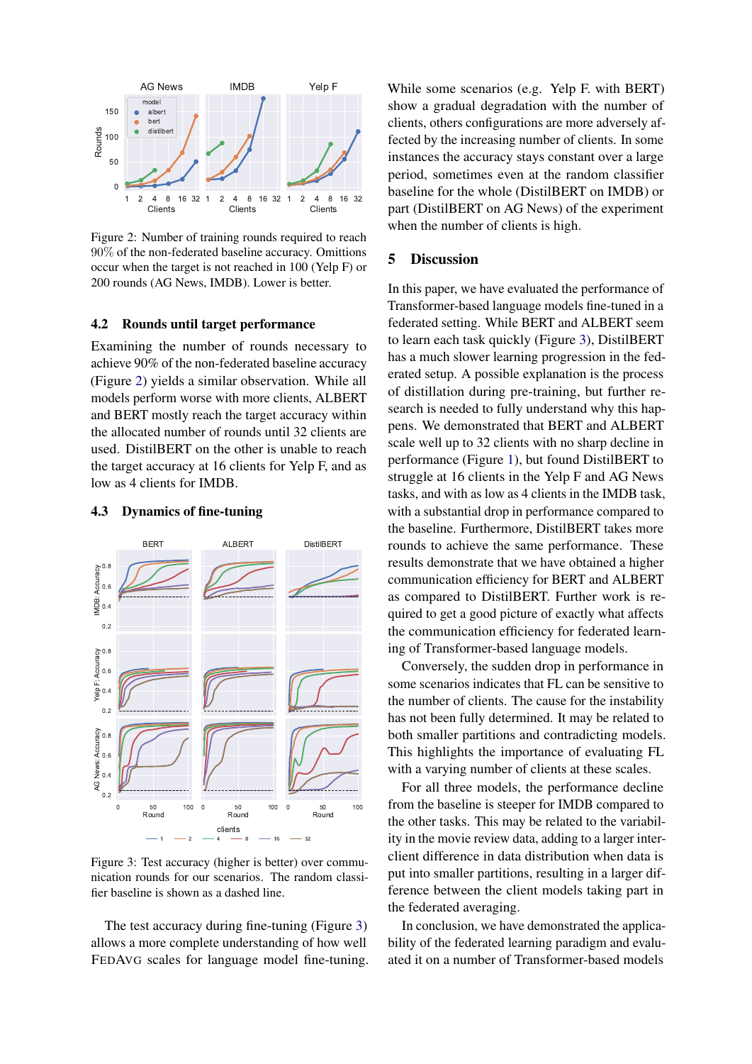Figure 2: Number of training rounds required to reach 90% of the non-federated baseline accuracy. Omittions occur when the target is not reached in 100 (Yelp F) or 200 rounds (AG News, IMDB). Lower is better.

### 4.2 Rounds until target performance

Examining the number of rounds necessary to achieve 90% of the non-federated baseline accuracy (Figure 2) yields a similar observation. While all models perform worse with more clients, ALBERT and BERT mostly reach the target accuracy within the allocated number of rounds until 32 clients are used. DistilBERT on the other is unable to reach the target accuracy at 16 clients for Yelp F, and as low as 4 clients for IMDB.

### 4.3 Dynamics of fine-tuning

Figure 3: Test accuracy (higher is better) over communication rounds for our scenarios. The random classifier baseline is shown as a dashed line.

The test accuracy during fine-tuning (Figure 3) allows a more complete understanding of how well FedAvg scales for language model fine-tuning.

While some scenarios (e.g. Yelp F. with BERT) show a gradual degradation with the number of clients, others configurations are more adversely affected by the increasing number of clients. In some instances the accuracy stays constant over a large period, sometimes even at the random classifier baseline for the whole (DistilBERT on IMDB) or part (DistilBERT on AG News) of the experiment when the number of clients is high.

## 5 Discussion

In this paper, we have evaluated the performance of Transformer-based language models fine-tuned in a federated setting. While BERT and ALBERT seem to learn each task quickly (Figure 3), DistilBERT has a much slower learning progression in the federated setup. A possible explanation is the process of distillation during pre-training, but further research is needed to fully understand why this happens. We demonstrated that BERT and ALBERT scale well up to 32 clients with no sharp decline in performance (Figure 1), but found DistilBERT to struggle at 16 clients in the Yelp F and AG News tasks, and with as low as 4 clients in the IMDB task, with a substantial drop in performance compared to the baseline. Furthermore, DistilBERT takes more rounds to achieve the same performance. These results demonstrate that we have obtained a higher communication efficiency for BERT and ALBERT as compared to DistilBERT. Further work is required to get a good picture of exactly what affects the communication efficiency for federated learning of Transformer-based language models.

Conversely, the sudden drop in performance in some scenarios indicates that FL can be sensitive to the number of clients. The cause for the instability has not been fully determined. It may be related to both smaller partitions and contradicting models. This highlights the importance of evaluating FL with a varying number of clients at these scales.

For all three models, the performance decline from the baseline is steeper for IMDB compared to the other tasks. This may be related to the variability in the movie review data, adding to a larger inter-client difference in data distribution when data is put into smaller partitions, resulting in a larger difference between the client models taking part in the federated averaging.

In conclusion, we have demonstrated the applicability of the federated learning paradigm and evaluated it on a number of Transformer-based models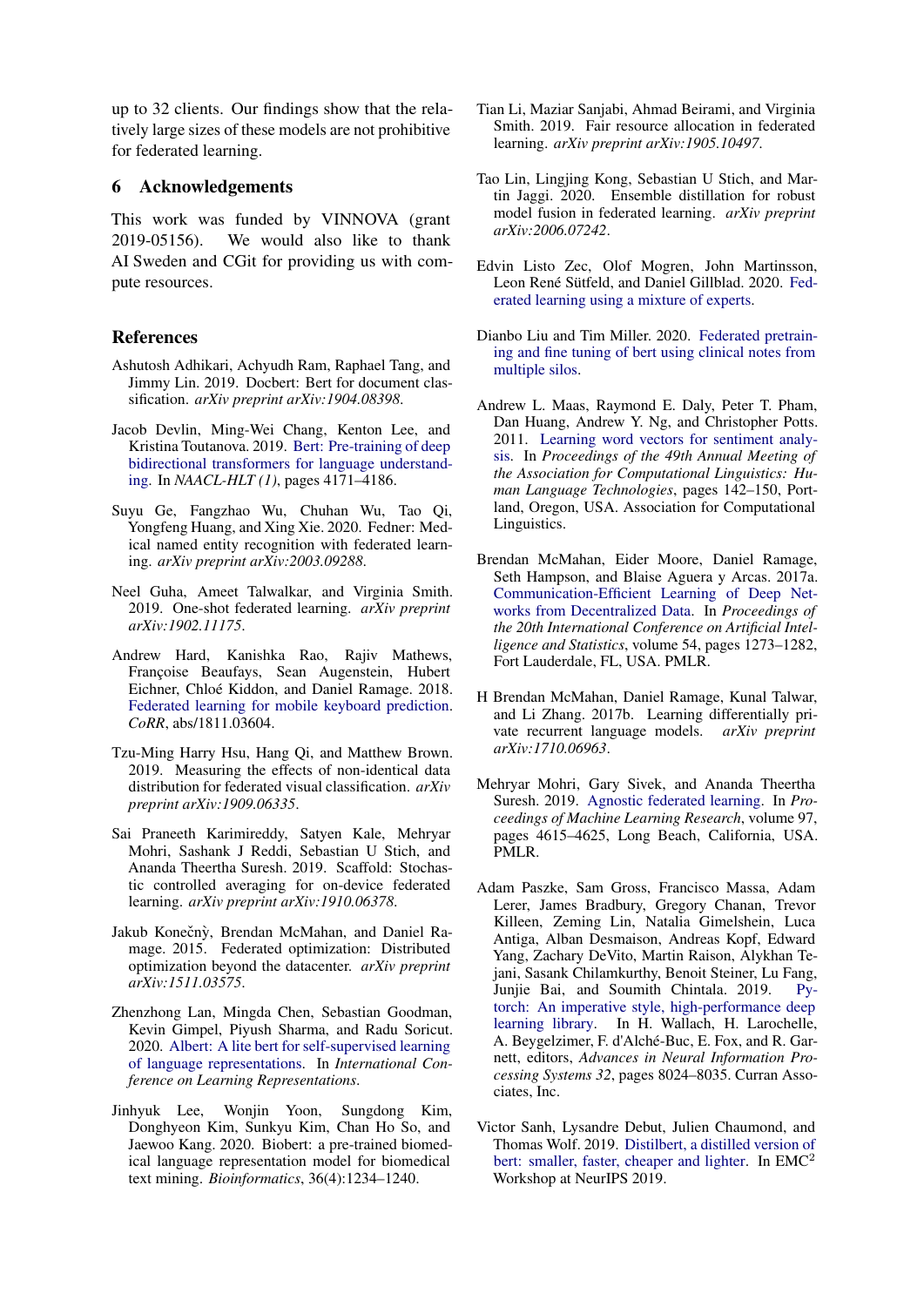up to 32 clients. Our findings show that the relatively large sizes of these models are not prohibitive for federated learning.

## 6 Acknowledgements

This work was funded by VINNOVA (grant 2019-05156). We would also like to thank AI Sweden and CGit for providing us with compute resources.

## References

Ashutosh Adhikari, Achyudh Ram, Raphael Tang, and Jimmy Lin. 2019. Docbert: Bert for document classification. *arXiv preprint arXiv:1904.08398*.

Jacob Devlin, Ming-Wei Chang, Kenton Lee, and Kristina Toutanova. 2019. Bert: Pre-training of deep bidirectional transformers for language understanding. In *NAACL-HLT (1)*, pages 4171–4186.

Suyu Ge, Fangzhao Wu, Chuhan Wu, Tao Qi, Yongfeng Huang, and Xing Xie. 2020. Fedner: Medical named entity recognition with federated learning. *arXiv preprint arXiv:2003.09288*.

Neel Guha, Ameet Talwalkar, and Virginia Smith. 2019. One-shot federated learning. *arXiv preprint arXiv:1902.11175*.

Andrew Hard, Kanishka Rao, Rajiv Mathews, Françoise Beaufays, Sean Augenstein, Hubert Eichner, Chloé Kiddon, and Daniel Ramage. 2018. Federated learning for mobile keyboard prediction. *CoRR*, abs/1811.03604.

Tzu-Ming Harry Hsu, Hang Qi, and Matthew Brown. 2019. Measuring the effects of non-identical data distribution for federated visual classification. *arXiv preprint arXiv:1909.06335*.

Sai Praneeth Karimireddy, Satyen Kale, Mehryar Mohri, Sashank J Reddi, Sebastian U Stich, and Ananda Theertha Suresh. 2019. Scaffold: Stochastic controlled averaging for on-device federated learning. *arXiv preprint arXiv:1910.06378*.

Jakub Konečnỳ, Brendan McMahan, and Daniel Ramage. 2015. Federated optimization: Distributed optimization beyond the datacenter. *arXiv preprint arXiv:1511.03575*.

Zhenzhong Lan, Mingda Chen, Sebastian Goodman, Kevin Gimpel, Piyush Sharma, and Radu Soricut. 2020. Albert: A lite bert for self-supervised learning of language representations. In *International Conference on Learning Representations*.

Jinhyuk Lee, Wonjin Yoon, Sungdong Kim, Donghyeon Kim, Sunkyu Kim, Chan Ho So, and Jaewoo Kang. 2020. Biobert: a pre-trained biomedical language representation model for biomedical text mining. *Bioinformatics*, 36(4):1234–1240.

Tian Li, Maziar Sanjabi, Ahmad Beirami, and Virginia Smith. 2019. Fair resource allocation in federated learning. *arXiv preprint arXiv:1905.10497*.

Tao Lin, Lingjing Kong, Sebastian U Stich, and Martin Jaggi. 2020. Ensemble distillation for robust model fusion in federated learning. *arXiv preprint arXiv:2006.07242*.

Edvin Listo Zec, Olof Mogren, John Martinsson, Leon René Sütfeld, and Daniel Gillblad. 2020. Federated learning using a mixture of experts.

Dianbo Liu and Tim Miller. 2020. Federated pretraining and fine tuning of bert using clinical notes from multiple silos.

Andrew L. Maas, Raymond E. Daly, Peter T. Pham, Dan Huang, Andrew Y. Ng, and Christopher Potts. 2011. Learning word vectors for sentiment analysis. In *Proceedings of the 49th Annual Meeting of the Association for Computational Linguistics: Human Language Technologies*, pages 142–150, Portland, Oregon, USA. Association for Computational Linguistics.

Brendan McMahan, Eider Moore, Daniel Ramage, Seth Hampson, and Blaise Aguera y Arcas. 2017a. Communication-Efficient Learning of Deep Networks from Decentralized Data. In *Proceedings of the 20th International Conference on Artificial Intelligence and Statistics*, volume 54, pages 1273–1282, Fort Lauderdale, FL, USA. PMLR.

H Brendan McMahan, Daniel Ramage, Kunal Talwar, and Li Zhang. 2017b. Learning differentially private recurrent language models. *arXiv preprint arXiv:1710.06963*.

Mehryar Mohri, Gary Sivek, and Ananda Theertha Suresh. 2019. Agnostic federated learning. In *Proceedings of Machine Learning Research*, volume 97, pages 4615–4625, Long Beach, California, USA. PMLR.

Adam Paszke, Sam Gross, Francisco Massa, Adam Lerer, James Bradbury, Gregory Chanan, Trevor Killeen, Zeming Lin, Natalia Gimelshein, Luca Antiga, Alban Desmaison, Andreas Kopf, Edward Yang, Zachary DeVito, Martin Raison, Alykhan Tejani, Sasank Chilamkurthy, Benoit Steiner, Lu Fang, Junjie Bai, and Soumith Chintala. 2019. Pytorch: An imperative style, high-performance deep learning library. In H. Wallach, H. Larochelle, A. Beygelzimer, F. d'Alché-Buc, E. Fox, and R. Garnett, editors, *Advances in Neural Information Processing Systems 32*, pages 8024–8035. Curran Associates, Inc.

Victor Sanh, Lysandre Debut, Julien Chaumond, and Thomas Wolf. 2019. Distilbert, a distilled version of bert: smaller, faster, cheaper and lighter. In $EMC^2$ Workshop at NeurIPS 2019.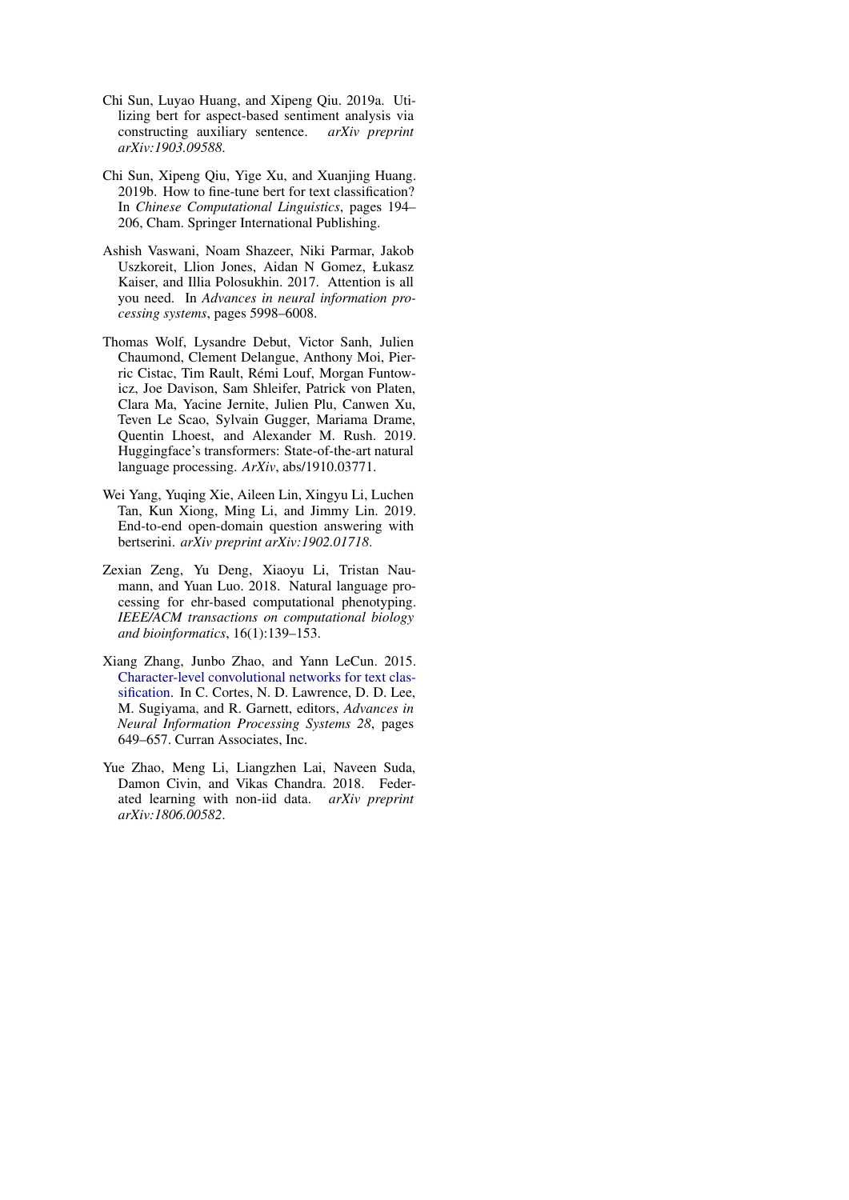Chi Sun, Luyao Huang, and Xipeng Qiu. 2019a. Utilizing bert for aspect-based sentiment analysis via constructing auxiliary sentence. *arXiv preprint arXiv:1903.09588*.

Chi Sun, Xipeng Qiu, Yige Xu, and Xuanjing Huang. 2019b. How to fine-tune bert for text classification? In *Chinese Computational Linguistics*, pages 194–206, Cham. Springer International Publishing.

Ashish Vaswani, Noam Shazeer, Niki Parmar, Jakob Uszkoreit, Llion Jones, Aidan N Gomez, Łukasz Kaiser, and Illia Polosukhin. 2017. Attention is all you need. In *Advances in neural information processing systems*, pages 5998–6008.

Thomas Wolf, Lysandre Debut, Victor Sanh, Julien Chaumond, Clement Delangue, Anthony Moi, Pierric Cistac, Tim Rault, Rémi Louf, Morgan Funtowicz, Joe Davison, Sam Shleifer, Patrick von Platen, Clara Ma, Yacine Jernite, Julien Plu, Canwen Xu, Teven Le Scao, Sylvain Gugger, Mariama Drame, Quentin Lhoest, and Alexander M. Rush. 2019. Huggingface's transformers: State-of-the-art natural language processing. *ArXiv*, abs/1910.03771.

Wei Yang, Yuqing Xie, Aileen Lin, Xingyu Li, Luchen Tan, Kun Xiong, Ming Li, and Jimmy Lin. 2019. End-to-end open-domain question answering with bertserini. *arXiv preprint arXiv:1902.01718*.

Zexian Zeng, Yu Deng, Xiaoyu Li, Tristan Naumann, and Yuan Luo. 2018. Natural language processing for ehr-based computational phenotyping. *IEEE/ACM transactions on computational biology and bioinformatics*, 16(1):139–153.

Xiang Zhang, Junbo Zhao, and Yann LeCun. 2015. Character-level convolutional networks for text classification. In C. Cortes, N. D. Lawrence, D. D. Lee, M. Sugiyama, and R. Garnett, editors, *Advances in Neural Information Processing Systems 28*, pages 649–657. Curran Associates, Inc.

Yue Zhao, Meng Li, Liangzhen Lai, Naveen Suda, Damon Civin, and Vikas Chandra. 2018. Federated learning with non-iid data. *arXiv preprint arXiv:1806.00582*.